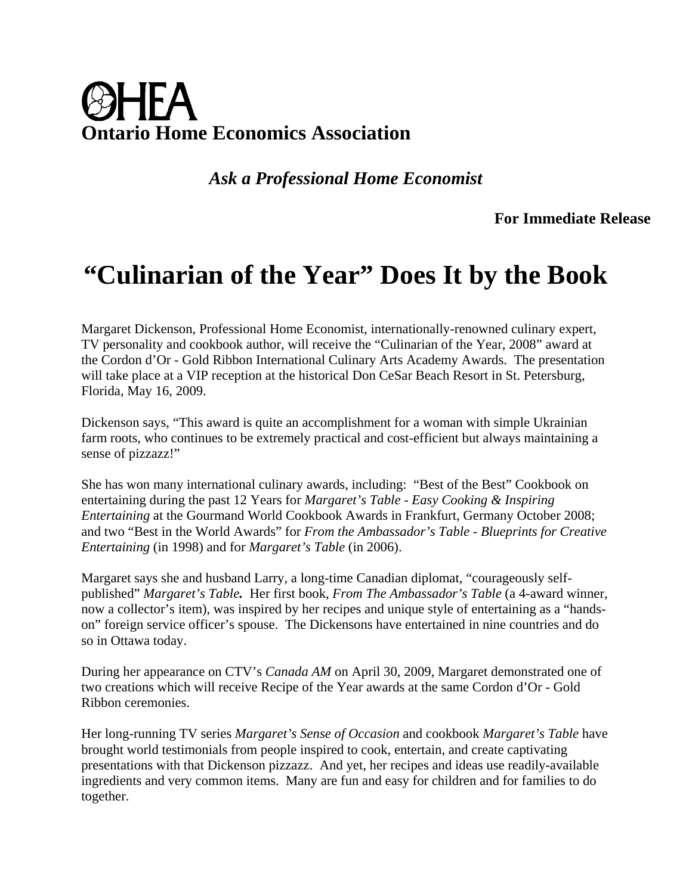# OHEA
## Ontario Home Economics Association

*Ask a Professional Home Economist*

**For Immediate Release**

# "Culinarian of the Year" Does It by the Book

Margaret Dickenson, Professional Home Economist, internationally-renowned culinary expert, TV personality and cookbook author, will receive the "Culinarian of the Year, 2008" award at the Cordon d'Or - Gold Ribbon International Culinary Arts Academy Awards. The presentation will take place at a VIP reception at the historical Don CeSar Beach Resort in St. Petersburg, Florida, May 16, 2009.

Dickenson says, "This award is quite an accomplishment for a woman with simple Ukrainian farm roots, who continues to be extremely practical and cost-efficient but always maintaining a sense of pizzazz!"

She has won many international culinary awards, including: "Best of the Best" Cookbook on entertaining during the past 12 Years for *Margaret's Table - Easy Cooking & Inspiring Entertaining* at the Gourmand World Cookbook Awards in Frankfurt, Germany October 2008; and two "Best in the World Awards" for *From the Ambassador's Table - Blueprints for Creative Entertaining* (in 1998) and for *Margaret's Table* (in 2006).

Margaret says she and husband Larry, a long-time Canadian diplomat, "courageously self-published" ***Margaret's Table.*** Her first book, *From The Ambassador's Table* (a 4-award winner, now a collector's item), was inspired by her recipes and unique style of entertaining as a "hands-on" foreign service officer's spouse. The Dickensons have entertained in nine countries and do so in Ottawa today.

During her appearance on CTV's *Canada AM* on April 30, 2009, Margaret demonstrated one of two creations which will receive Recipe of the Year awards at the same Cordon d'Or - Gold Ribbon ceremonies.

Her long-running TV series *Margaret's Sense of Occasion* and cookbook *Margaret's Table* have brought world testimonials from people inspired to cook, entertain, and create captivating presentations with that Dickenson pizzazz. And yet, her recipes and ideas use readily-available ingredients and very common items. Many are fun and easy for children and for families to do together.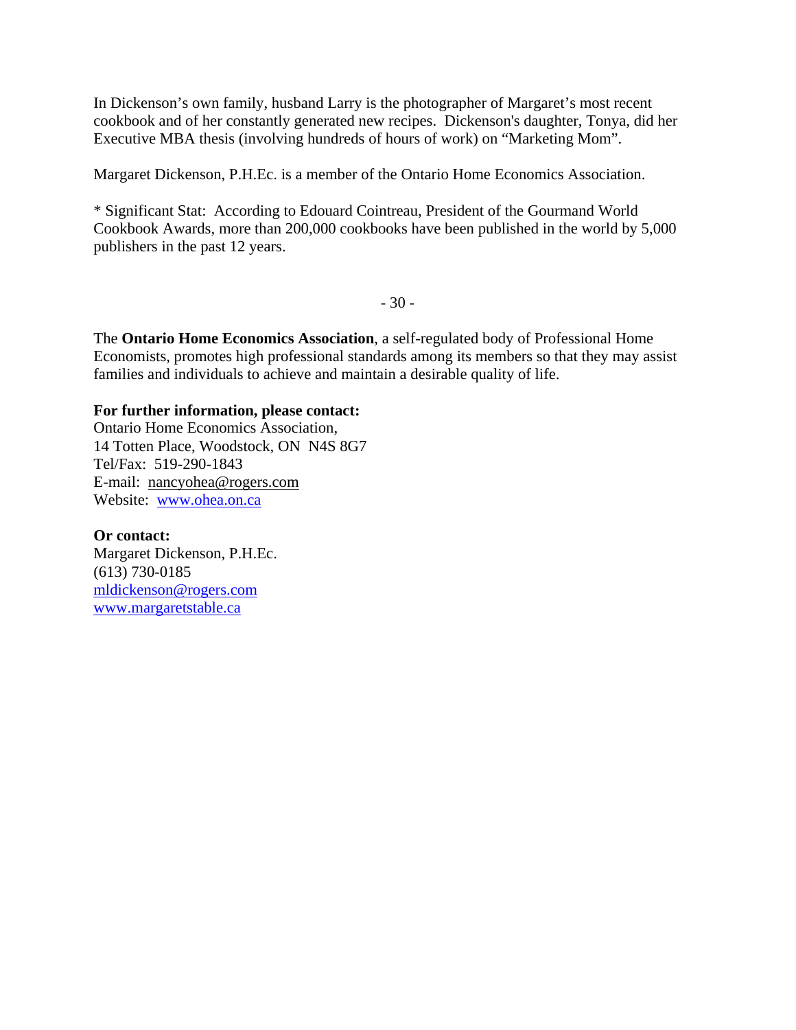In Dickenson's own family, husband Larry is the photographer of Margaret's most recent cookbook and of her constantly generated new recipes. Dickenson's daughter, Tonya, did her Executive MBA thesis (involving hundreds of hours of work) on "Marketing Mom".

Margaret Dickenson, P.H.Ec. is a member of the Ontario Home Economics Association.

* Significant Stat: According to Edouard Cointreau, President of the Gourmand World Cookbook Awards, more than 200,000 cookbooks have been published in the world by 5,000 publishers in the past 12 years.

- 30 -

The **Ontario Home Economics Association**, a self-regulated body of Professional Home Economists, promotes high professional standards among its members so that they may assist families and individuals to achieve and maintain a desirable quality of life.

**For further information, please contact:**
Ontario Home Economics Association,
14 Totten Place, Woodstock, ON N4S 8G7
Tel/Fax: 519-290-1843
E-mail: nancyohea@rogers.com
Website: www.ohea.on.ca

**Or contact:**
Margaret Dickenson, P.H.Ec.
(613) 730-0185
mldickenson@rogers.com
www.margaretstable.ca